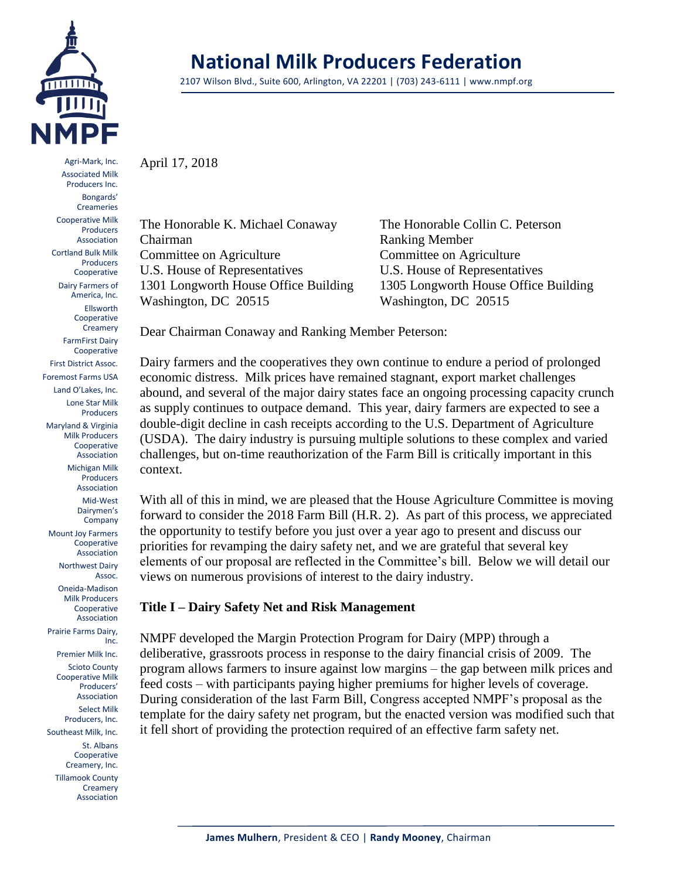# National Milk Producers Federation

2107 Wilson Blvd., Suite 600, Arlington, VA 22201 | (703) 243-6111 | www.nmpf.org

Agri-Mark, Inc.
Associated Milk Producers Inc.
Bongards' Creameries
Cooperative Milk Producers Association
Cortland Bulk Milk Producers Cooperative
Dairy Farmers of America, Inc.
Ellsworth Cooperative Creamery
FarmFirst Dairy Cooperative
First District Assoc.
Foremost Farms USA
Land O'Lakes, Inc.
Lone Star Milk Producers
Maryland & Virginia Milk Producers Cooperative Association
Michigan Milk Producers Association
Mid-West Dairymen's Company
Mount Joy Farmers Cooperative Association
Northwest Dairy Assoc.
Oneida-Madison Milk Producers Cooperative Association
Prairie Farms Dairy, Inc.
Premier Milk Inc.
Scioto County Cooperative Milk Producers' Association
Select Milk Producers, Inc.
Southeast Milk, Inc.
St. Albans Cooperative Creamery, Inc.
Tillamook County Creamery Association

April 17, 2018

The Honorable K. Michael Conaway
Chairman
Committee on Agriculture
U.S. House of Representatives
1301 Longworth House Office Building
Washington, DC 20515

The Honorable Collin C. Peterson
Ranking Member
Committee on Agriculture
U.S. House of Representatives
1305 Longworth House Office Building
Washington, DC 20515

Dear Chairman Conaway and Ranking Member Peterson:

Dairy farmers and the cooperatives they own continue to endure a period of prolonged economic distress. Milk prices have remained stagnant, export market challenges abound, and several of the major dairy states face an ongoing processing capacity crunch as supply continues to outpace demand. This year, dairy farmers are expected to see a double-digit decline in cash receipts according to the U.S. Department of Agriculture (USDA). The dairy industry is pursuing multiple solutions to these complex and varied challenges, but on-time reauthorization of the Farm Bill is critically important in this context.

With all of this in mind, we are pleased that the House Agriculture Committee is moving forward to consider the 2018 Farm Bill (H.R. 2). As part of this process, we appreciated the opportunity to testify before you just over a year ago to present and discuss our priorities for revamping the dairy safety net, and we are grateful that several key elements of our proposal are reflected in the Committee's bill. Below we will detail our views on numerous provisions of interest to the dairy industry.

### Title I – Dairy Safety Net and Risk Management

NMPF developed the Margin Protection Program for Dairy (MPP) through a deliberative, grassroots process in response to the dairy financial crisis of 2009. The program allows farmers to insure against low margins – the gap between milk prices and feed costs – with participants paying higher premiums for higher levels of coverage. During consideration of the last Farm Bill, Congress accepted NMPF's proposal as the template for the dairy safety net program, but the enacted version was modified such that it fell short of providing the protection required of an effective farm safety net.

**James Mulhern**, President & CEO | **Randy Mooney**, Chairman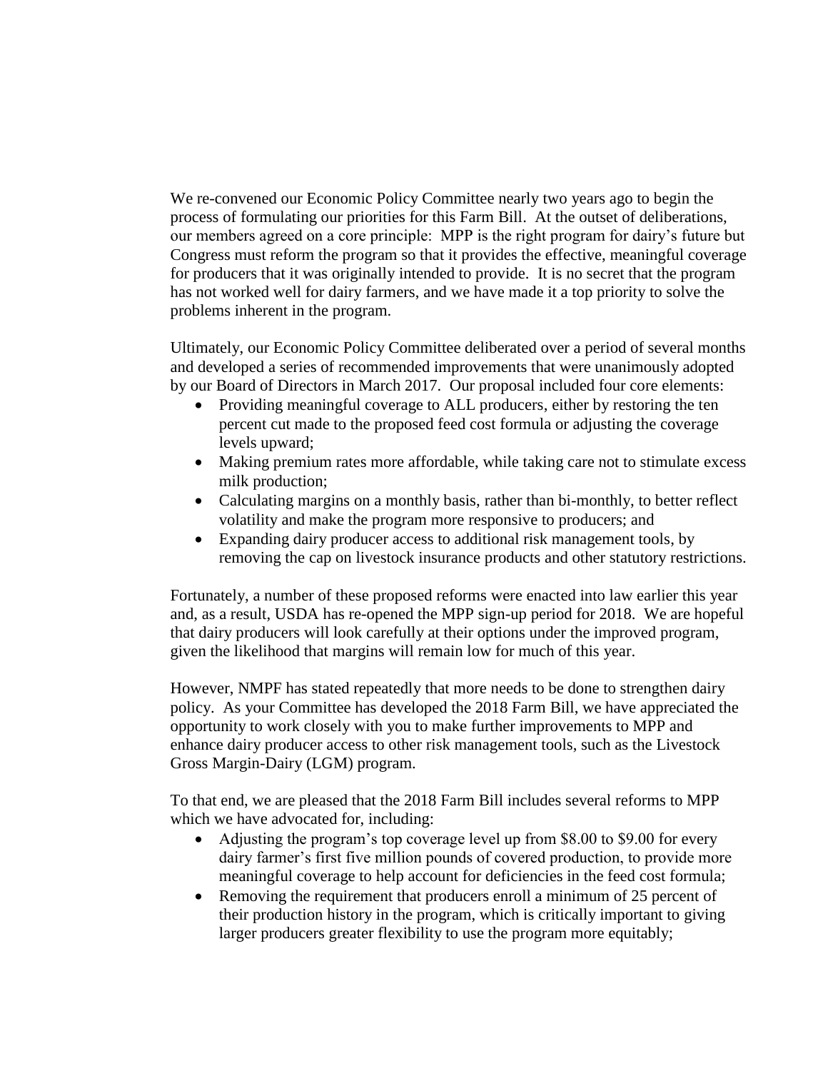We re-convened our Economic Policy Committee nearly two years ago to begin the process of formulating our priorities for this Farm Bill. At the outset of deliberations, our members agreed on a core principle: MPP is the right program for dairy's future but Congress must reform the program so that it provides the effective, meaningful coverage for producers that it was originally intended to provide. It is no secret that the program has not worked well for dairy farmers, and we have made it a top priority to solve the problems inherent in the program.

Ultimately, our Economic Policy Committee deliberated over a period of several months and developed a series of recommended improvements that were unanimously adopted by our Board of Directors in March 2017. Our proposal included four core elements:

- Providing meaningful coverage to ALL producers, either by restoring the ten percent cut made to the proposed feed cost formula or adjusting the coverage levels upward;
- Making premium rates more affordable, while taking care not to stimulate excess milk production;
- Calculating margins on a monthly basis, rather than bi-monthly, to better reflect volatility and make the program more responsive to producers; and
- Expanding dairy producer access to additional risk management tools, by removing the cap on livestock insurance products and other statutory restrictions.

Fortunately, a number of these proposed reforms were enacted into law earlier this year and, as a result, USDA has re-opened the MPP sign-up period for 2018. We are hopeful that dairy producers will look carefully at their options under the improved program, given the likelihood that margins will remain low for much of this year.

However, NMPF has stated repeatedly that more needs to be done to strengthen dairy policy. As your Committee has developed the 2018 Farm Bill, we have appreciated the opportunity to work closely with you to make further improvements to MPP and enhance dairy producer access to other risk management tools, such as the Livestock Gross Margin-Dairy (LGM) program.

To that end, we are pleased that the 2018 Farm Bill includes several reforms to MPP which we have advocated for, including:

- Adjusting the program's top coverage level up from $8.00 to $9.00 for every dairy farmer's first five million pounds of covered production, to provide more meaningful coverage to help account for deficiencies in the feed cost formula;
- Removing the requirement that producers enroll a minimum of 25 percent of their production history in the program, which is critically important to giving larger producers greater flexibility to use the program more equitably;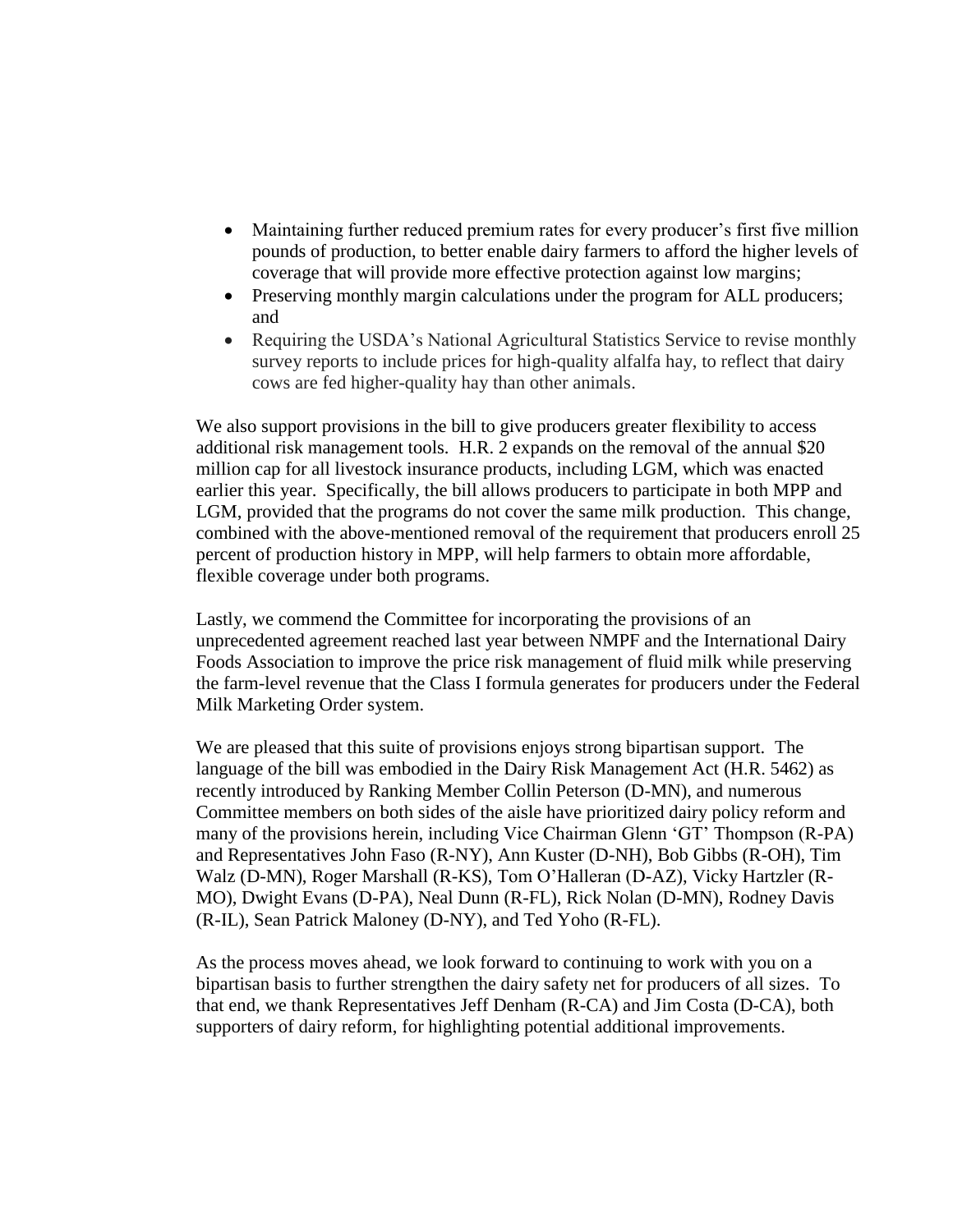- Maintaining further reduced premium rates for every producer's first five million pounds of production, to better enable dairy farmers to afford the higher levels of coverage that will provide more effective protection against low margins;
- Preserving monthly margin calculations under the program for ALL producers; and
- Requiring the USDA's National Agricultural Statistics Service to revise monthly survey reports to include prices for high-quality alfalfa hay, to reflect that dairy cows are fed higher-quality hay than other animals.

We also support provisions in the bill to give producers greater flexibility to access additional risk management tools. H.R. 2 expands on the removal of the annual $20 million cap for all livestock insurance products, including LGM, which was enacted earlier this year. Specifically, the bill allows producers to participate in both MPP and LGM, provided that the programs do not cover the same milk production. This change, combined with the above-mentioned removal of the requirement that producers enroll 25 percent of production history in MPP, will help farmers to obtain more affordable, flexible coverage under both programs.

Lastly, we commend the Committee for incorporating the provisions of an unprecedented agreement reached last year between NMPF and the International Dairy Foods Association to improve the price risk management of fluid milk while preserving the farm-level revenue that the Class I formula generates for producers under the Federal Milk Marketing Order system.

We are pleased that this suite of provisions enjoys strong bipartisan support. The language of the bill was embodied in the Dairy Risk Management Act (H.R. 5462) as recently introduced by Ranking Member Collin Peterson (D-MN), and numerous Committee members on both sides of the aisle have prioritized dairy policy reform and many of the provisions herein, including Vice Chairman Glenn 'GT' Thompson (R-PA) and Representatives John Faso (R-NY), Ann Kuster (D-NH), Bob Gibbs (R-OH), Tim Walz (D-MN), Roger Marshall (R-KS), Tom O'Halleran (D-AZ), Vicky Hartzler (R-MO), Dwight Evans (D-PA), Neal Dunn (R-FL), Rick Nolan (D-MN), Rodney Davis (R-IL), Sean Patrick Maloney (D-NY), and Ted Yoho (R-FL).

As the process moves ahead, we look forward to continuing to work with you on a bipartisan basis to further strengthen the dairy safety net for producers of all sizes. To that end, we thank Representatives Jeff Denham (R-CA) and Jim Costa (D-CA), both supporters of dairy reform, for highlighting potential additional improvements.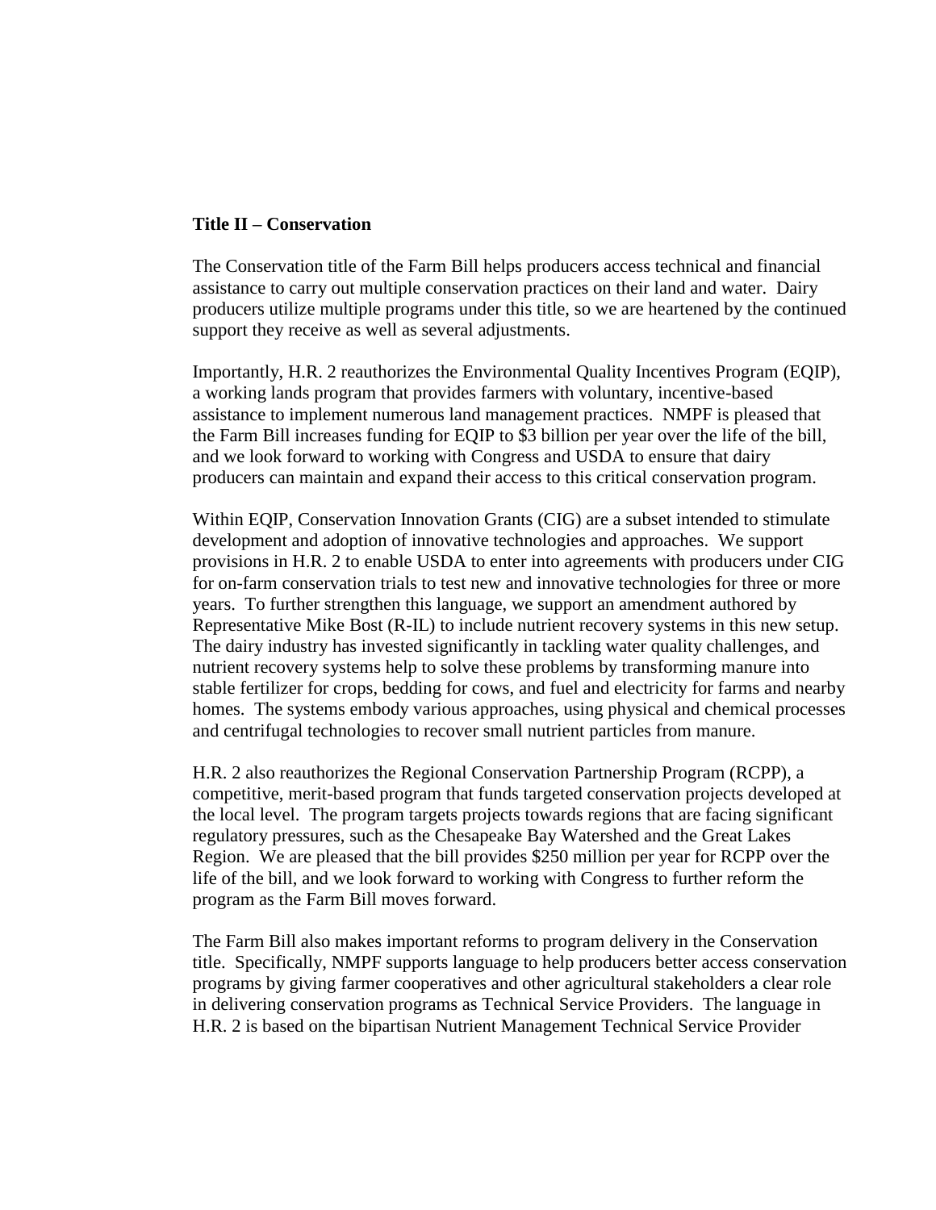**Title II – Conservation**

The Conservation title of the Farm Bill helps producers access technical and financial assistance to carry out multiple conservation practices on their land and water. Dairy producers utilize multiple programs under this title, so we are heartened by the continued support they receive as well as several adjustments.

Importantly, H.R. 2 reauthorizes the Environmental Quality Incentives Program (EQIP), a working lands program that provides farmers with voluntary, incentive-based assistance to implement numerous land management practices. NMPF is pleased that the Farm Bill increases funding for EQIP to $3 billion per year over the life of the bill, and we look forward to working with Congress and USDA to ensure that dairy producers can maintain and expand their access to this critical conservation program.

Within EQIP, Conservation Innovation Grants (CIG) are a subset intended to stimulate development and adoption of innovative technologies and approaches. We support provisions in H.R. 2 to enable USDA to enter into agreements with producers under CIG for on-farm conservation trials to test new and innovative technologies for three or more years. To further strengthen this language, we support an amendment authored by Representative Mike Bost (R-IL) to include nutrient recovery systems in this new setup. The dairy industry has invested significantly in tackling water quality challenges, and nutrient recovery systems help to solve these problems by transforming manure into stable fertilizer for crops, bedding for cows, and fuel and electricity for farms and nearby homes. The systems embody various approaches, using physical and chemical processes and centrifugal technologies to recover small nutrient particles from manure.

H.R. 2 also reauthorizes the Regional Conservation Partnership Program (RCPP), a competitive, merit-based program that funds targeted conservation projects developed at the local level. The program targets projects towards regions that are facing significant regulatory pressures, such as the Chesapeake Bay Watershed and the Great Lakes Region. We are pleased that the bill provides $250 million per year for RCPP over the life of the bill, and we look forward to working with Congress to further reform the program as the Farm Bill moves forward.

The Farm Bill also makes important reforms to program delivery in the Conservation title. Specifically, NMPF supports language to help producers better access conservation programs by giving farmer cooperatives and other agricultural stakeholders a clear role in delivering conservation programs as Technical Service Providers. The language in H.R. 2 is based on the bipartisan Nutrient Management Technical Service Provider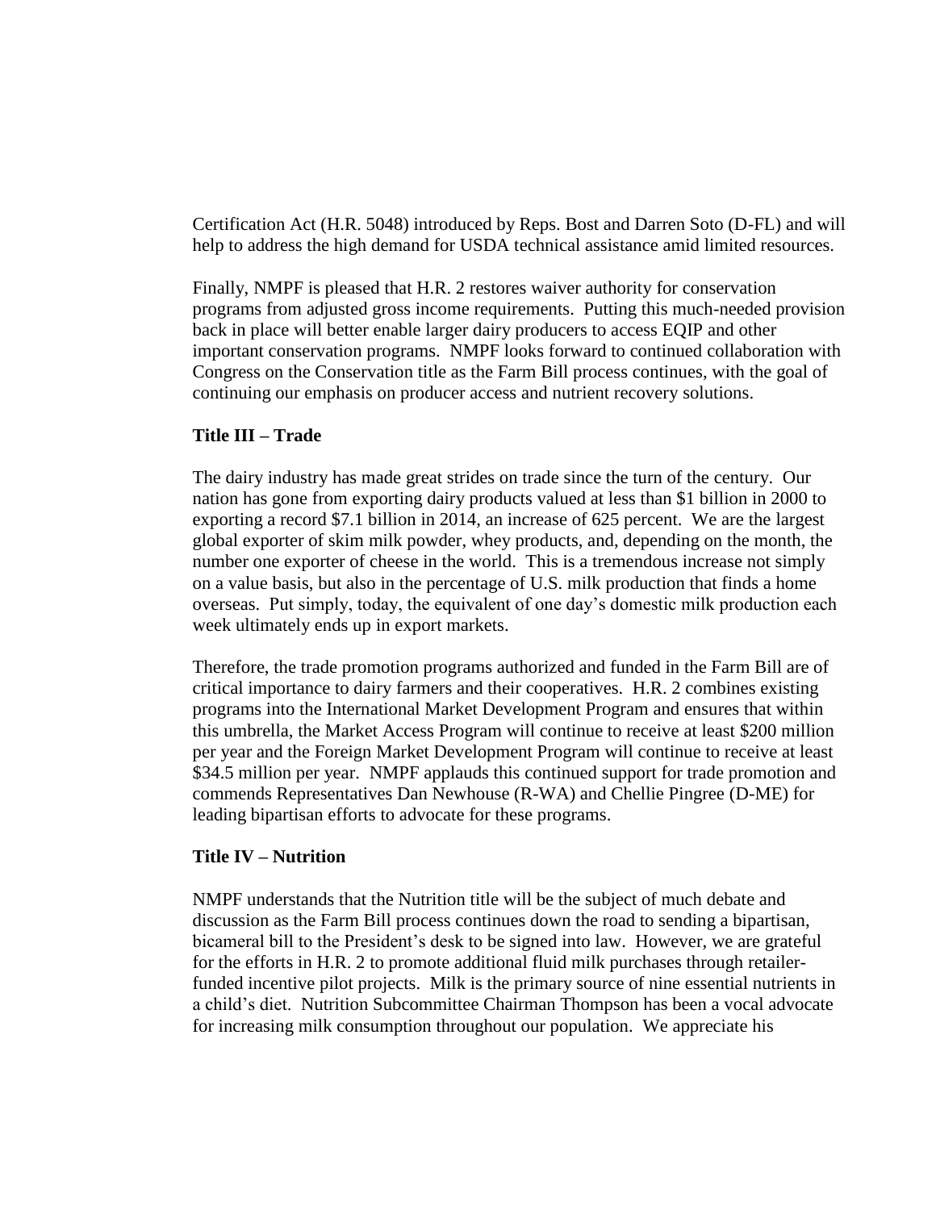Certification Act (H.R. 5048) introduced by Reps. Bost and Darren Soto (D-FL) and will help to address the high demand for USDA technical assistance amid limited resources.

Finally, NMPF is pleased that H.R. 2 restores waiver authority for conservation programs from adjusted gross income requirements. Putting this much-needed provision back in place will better enable larger dairy producers to access EQIP and other important conservation programs. NMPF looks forward to continued collaboration with Congress on the Conservation title as the Farm Bill process continues, with the goal of continuing our emphasis on producer access and nutrient recovery solutions.

**Title III – Trade**

The dairy industry has made great strides on trade since the turn of the century. Our nation has gone from exporting dairy products valued at less than $1 billion in 2000 to exporting a record $7.1 billion in 2014, an increase of 625 percent. We are the largest global exporter of skim milk powder, whey products, and, depending on the month, the number one exporter of cheese in the world. This is a tremendous increase not simply on a value basis, but also in the percentage of U.S. milk production that finds a home overseas. Put simply, today, the equivalent of one day's domestic milk production each week ultimately ends up in export markets.

Therefore, the trade promotion programs authorized and funded in the Farm Bill are of critical importance to dairy farmers and their cooperatives. H.R. 2 combines existing programs into the International Market Development Program and ensures that within this umbrella, the Market Access Program will continue to receive at least $200 million per year and the Foreign Market Development Program will continue to receive at least $34.5 million per year. NMPF applauds this continued support for trade promotion and commends Representatives Dan Newhouse (R-WA) and Chellie Pingree (D-ME) for leading bipartisan efforts to advocate for these programs.

**Title IV – Nutrition**

NMPF understands that the Nutrition title will be the subject of much debate and discussion as the Farm Bill process continues down the road to sending a bipartisan, bicameral bill to the President's desk to be signed into law. However, we are grateful for the efforts in H.R. 2 to promote additional fluid milk purchases through retailer-funded incentive pilot projects. Milk is the primary source of nine essential nutrients in a child's diet. Nutrition Subcommittee Chairman Thompson has been a vocal advocate for increasing milk consumption throughout our population. We appreciate his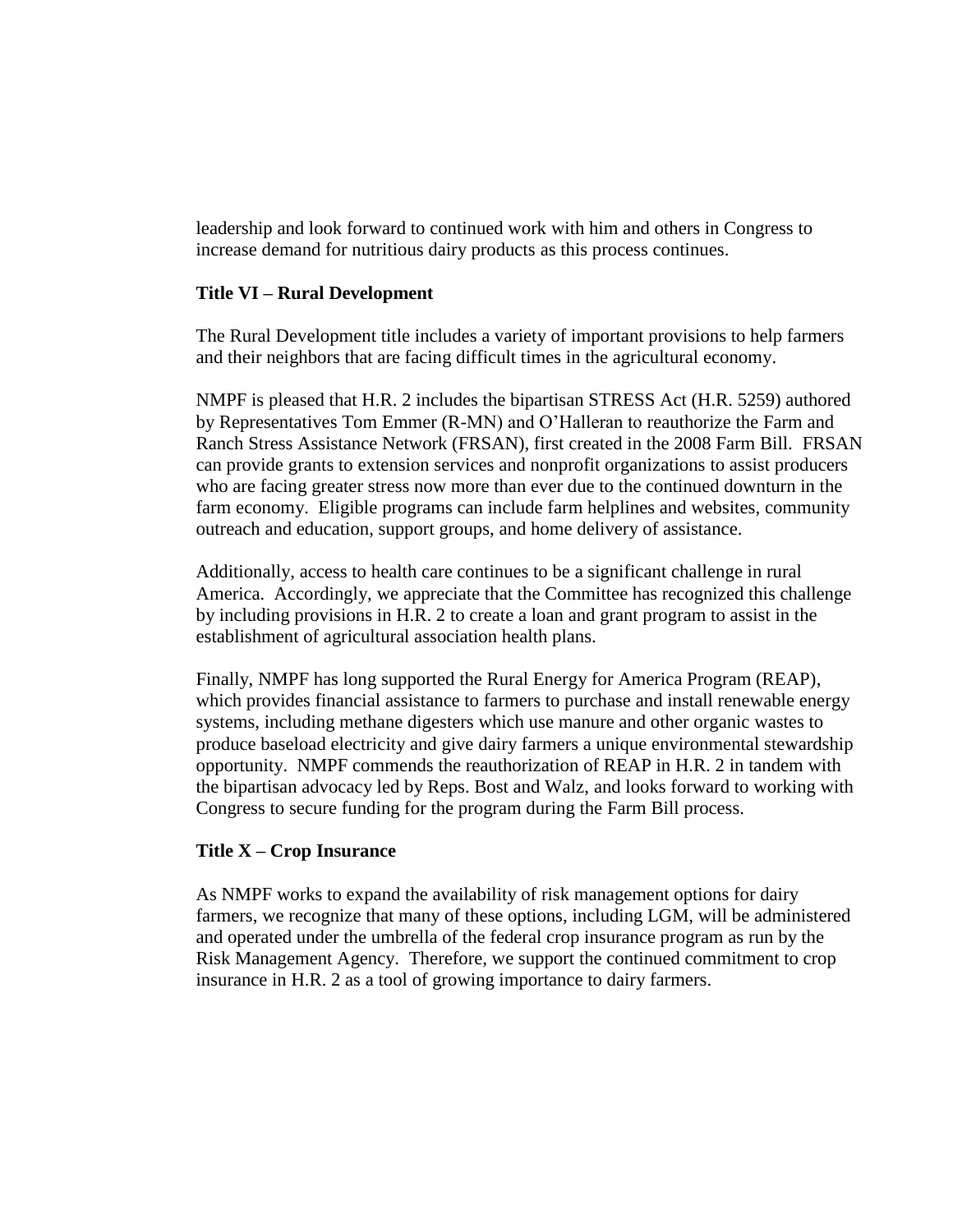leadership and look forward to continued work with him and others in Congress to increase demand for nutritious dairy products as this process continues.

**Title VI – Rural Development**

The Rural Development title includes a variety of important provisions to help farmers and their neighbors that are facing difficult times in the agricultural economy.

NMPF is pleased that H.R. 2 includes the bipartisan STRESS Act (H.R. 5259) authored by Representatives Tom Emmer (R-MN) and O'Halleran to reauthorize the Farm and Ranch Stress Assistance Network (FRSAN), first created in the 2008 Farm Bill. FRSAN can provide grants to extension services and nonprofit organizations to assist producers who are facing greater stress now more than ever due to the continued downturn in the farm economy. Eligible programs can include farm helplines and websites, community outreach and education, support groups, and home delivery of assistance.

Additionally, access to health care continues to be a significant challenge in rural America. Accordingly, we appreciate that the Committee has recognized this challenge by including provisions in H.R. 2 to create a loan and grant program to assist in the establishment of agricultural association health plans.

Finally, NMPF has long supported the Rural Energy for America Program (REAP), which provides financial assistance to farmers to purchase and install renewable energy systems, including methane digesters which use manure and other organic wastes to produce baseload electricity and give dairy farmers a unique environmental stewardship opportunity. NMPF commends the reauthorization of REAP in H.R. 2 in tandem with the bipartisan advocacy led by Reps. Bost and Walz, and looks forward to working with Congress to secure funding for the program during the Farm Bill process.

**Title X – Crop Insurance**

As NMPF works to expand the availability of risk management options for dairy farmers, we recognize that many of these options, including LGM, will be administered and operated under the umbrella of the federal crop insurance program as run by the Risk Management Agency. Therefore, we support the continued commitment to crop insurance in H.R. 2 as a tool of growing importance to dairy farmers.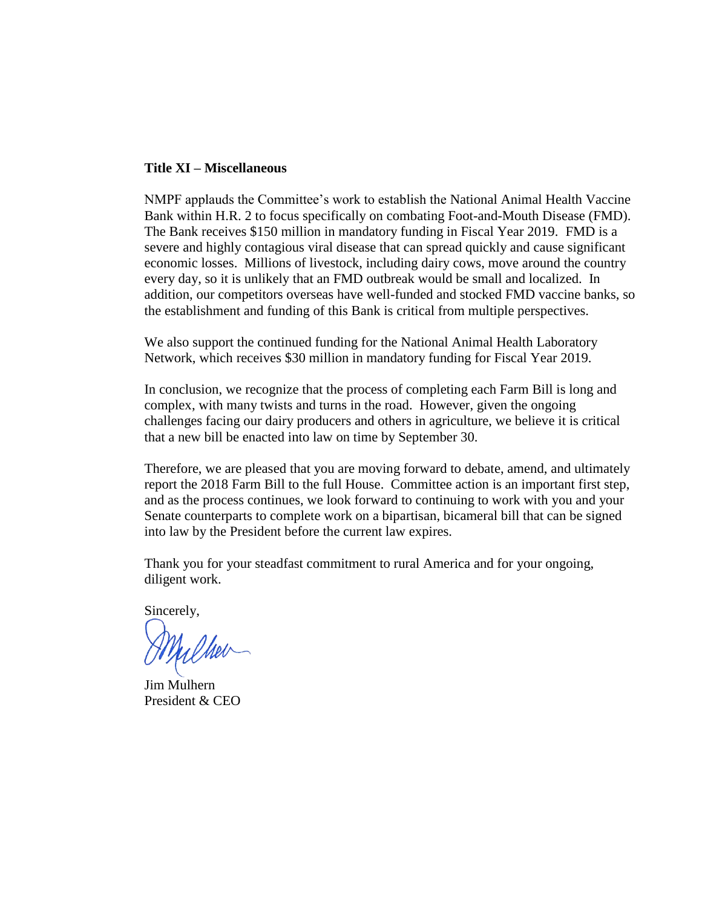**Title XI – Miscellaneous**

NMPF applauds the Committee's work to establish the National Animal Health Vaccine Bank within H.R. 2 to focus specifically on combating Foot-and-Mouth Disease (FMD). The Bank receives $150 million in mandatory funding in Fiscal Year 2019. FMD is a severe and highly contagious viral disease that can spread quickly and cause significant economic losses. Millions of livestock, including dairy cows, move around the country every day, so it is unlikely that an FMD outbreak would be small and localized. In addition, our competitors overseas have well-funded and stocked FMD vaccine banks, so the establishment and funding of this Bank is critical from multiple perspectives.

We also support the continued funding for the National Animal Health Laboratory Network, which receives $30 million in mandatory funding for Fiscal Year 2019.

In conclusion, we recognize that the process of completing each Farm Bill is long and complex, with many twists and turns in the road. However, given the ongoing challenges facing our dairy producers and others in agriculture, we believe it is critical that a new bill be enacted into law on time by September 30.

Therefore, we are pleased that you are moving forward to debate, amend, and ultimately report the 2018 Farm Bill to the full House. Committee action is an important first step, and as the process continues, we look forward to continuing to work with you and your Senate counterparts to complete work on a bipartisan, bicameral bill that can be signed into law by the President before the current law expires.

Thank you for your steadfast commitment to rural America and for your ongoing, diligent work.

Sincerely,

Jim Mulhern
President & CEO